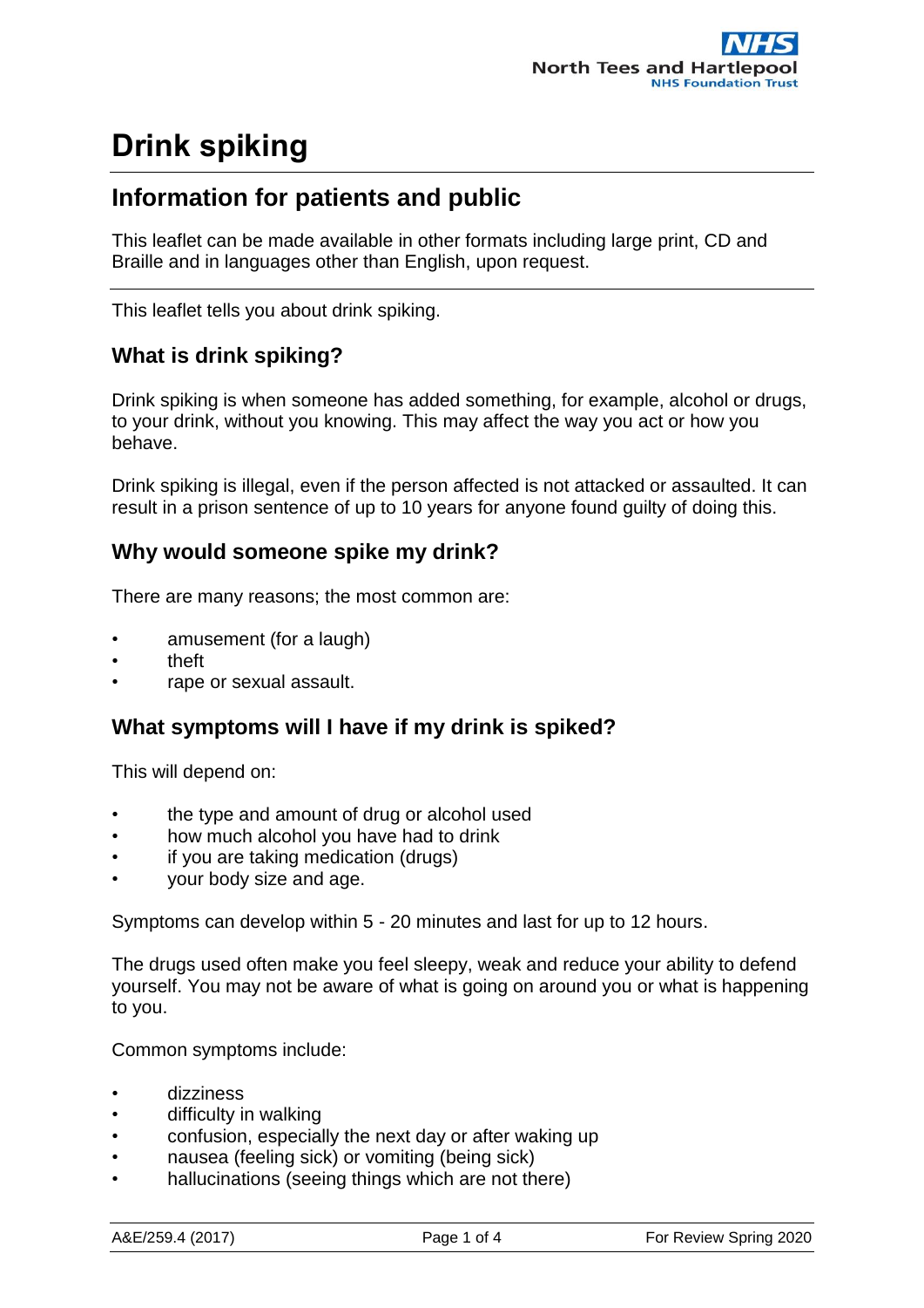# Drink spiking

## Information for patients and public

This leaflet can be made available in other formats including large print, CD and Braille and in languages other than English, upon request.

This leaflet tells you about drink spiking.

### What is drink spiking?

Drink spiking is when someone has added something, for example, alcohol or drugs, to your drink, without you knowing. This may affect the way you act or how you behave.

Drink spiking is illegal, even if the person affected is not attacked or assaulted. It can result in a prison sentence of up to 10 years for anyone found guilty of doing this.

### Why would someone spike my drink?

There are many reasons; the most common are:

- amusement (for a laugh)
- theft
- rape or sexual assault.

### What symptoms will I have if my drink is spiked?

This will depend on:

- the type and amount of drug or alcohol used
- how much alcohol you have had to drink
- if you are taking medication (drugs)
- your body size and age.

Symptoms can develop within 5 - 20 minutes and last for up to 12 hours.

The drugs used often make you feel sleepy, weak and reduce your ability to defend yourself. You may not be aware of what is going on around you or what is happening to you.

Common symptoms include:

- dizziness
- difficulty in walking
- confusion, especially the next day or after waking up
- nausea (feeling sick) or vomiting (being sick)
- hallucinations (seeing things which are not there)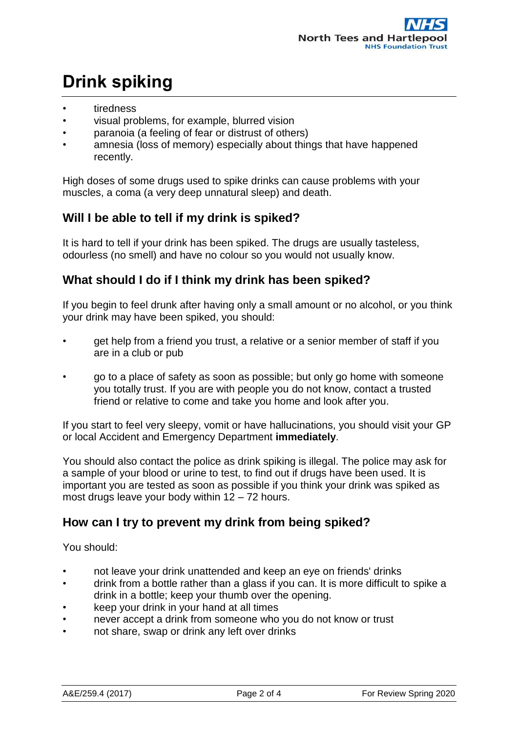- tiredness
- visual problems, for example, blurred vision
- paranoia (a feeling of fear or distrust of others)
- amnesia (loss of memory) especially about things that have happened recently.

High doses of some drugs used to spike drinks can cause problems with your muscles, a coma (a very deep unnatural sleep) and death.

## Will I be able to tell if my drink is spiked?

It is hard to tell if your drink has been spiked. The drugs are usually tasteless, odourless (no smell) and have no colour so you would not usually know.

## What should I do if I think my drink has been spiked?

If you begin to feel drunk after having only a small amount or no alcohol, or you think your drink may have been spiked, you should:

- get help from a friend you trust, a relative or a senior member of staff if you are in a club or pub
- go to a place of safety as soon as possible; but only go home with someone you totally trust. If you are with people you do not know, contact a trusted friend or relative to come and take you home and look after you.

If you start to feel very sleepy, vomit or have hallucinations, you should visit your GP or local Accident and Emergency Department **immediately**.

You should also contact the police as drink spiking is illegal. The police may ask for a sample of your blood or urine to test, to find out if drugs have been used. It is important you are tested as soon as possible if you think your drink was spiked as most drugs leave your body within 12 – 72 hours.

## How can I try to prevent my drink from being spiked?

You should:

- not leave your drink unattended and keep an eye on friends' drinks
- drink from a bottle rather than a glass if you can. It is more difficult to spike a drink in a bottle; keep your thumb over the opening.
- keep your drink in your hand at all times
- never accept a drink from someone who you do not know or trust
- not share, swap or drink any left over drinks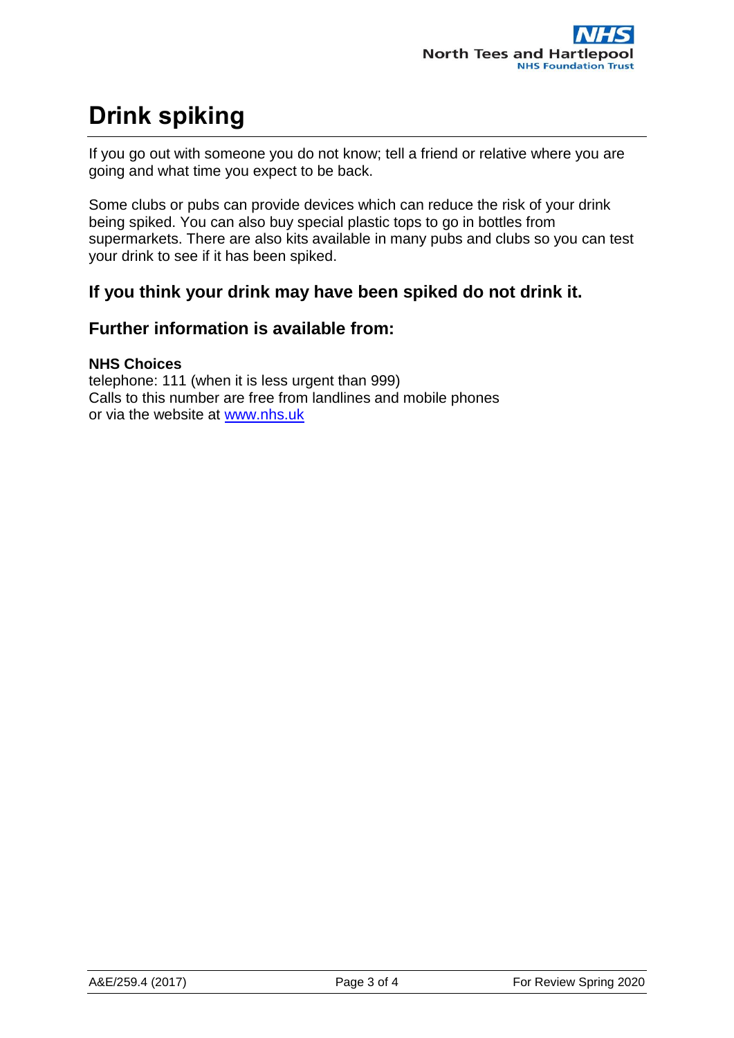# Drink spiking

If you go out with someone you do not know; tell a friend or relative where you are going and what time you expect to be back.

Some clubs or pubs can provide devices which can reduce the risk of your drink being spiked. You can also buy special plastic tops to go in bottles from supermarkets. There are also kits available in many pubs and clubs so you can test your drink to see if it has been spiked.

## If you think your drink may have been spiked do not drink it.

## Further information is available from:

**NHS Choices**
telephone: 111 (when it is less urgent than 999)
Calls to this number are free from landlines and mobile phones
or via the website at [www.nhs.uk](http://www.nhs.uk)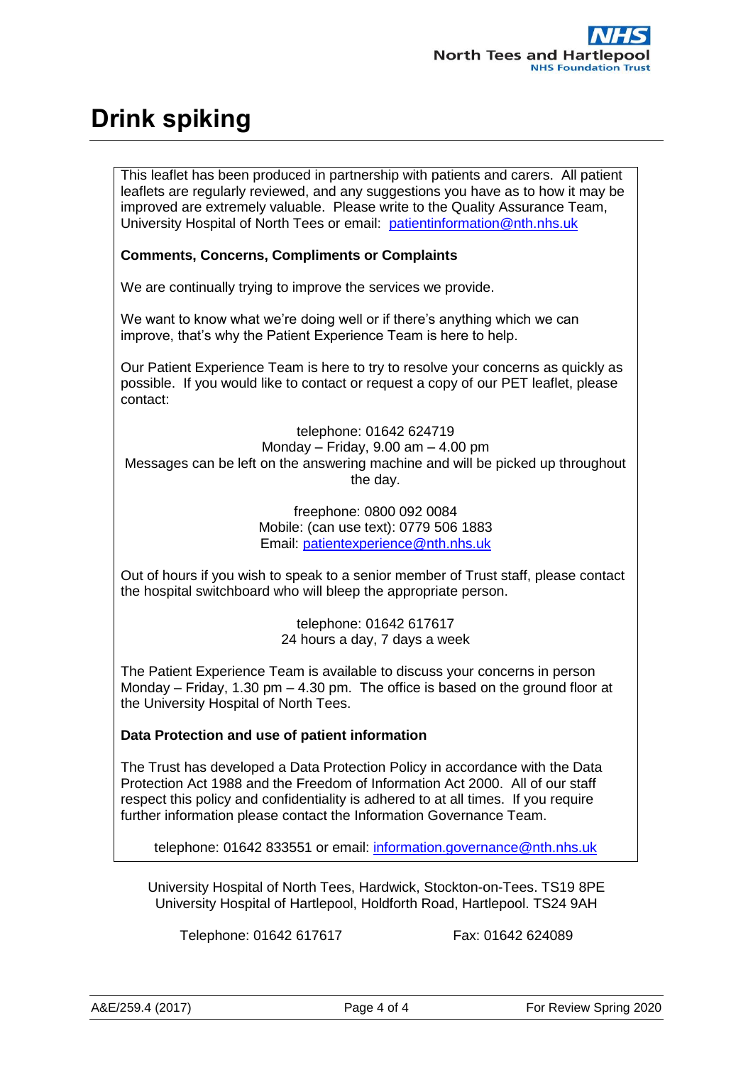# Drink spiking

This leaflet has been produced in partnership with patients and carers. All patient leaflets are regularly reviewed, and any suggestions you have as to how it may be improved are extremely valuable. Please write to the Quality Assurance Team, University Hospital of North Tees or email: patientinformation@nth.nhs.uk

**Comments, Concerns, Compliments or Complaints**

We are continually trying to improve the services we provide.

We want to know what we're doing well or if there's anything which we can improve, that's why the Patient Experience Team is here to help.

Our Patient Experience Team is here to try to resolve your concerns as quickly as possible. If you would like to contact or request a copy of our PET leaflet, please contact:

telephone: 01642 624719
Monday – Friday, 9.00 am – 4.00 pm
Messages can be left on the answering machine and will be picked up throughout the day.

freephone: 0800 092 0084
Mobile: (can use text): 0779 506 1883
Email: patientexperience@nth.nhs.uk

Out of hours if you wish to speak to a senior member of Trust staff, please contact the hospital switchboard who will bleep the appropriate person.

telephone: 01642 617617
24 hours a day, 7 days a week

The Patient Experience Team is available to discuss your concerns in person Monday – Friday, 1.30 pm – 4.30 pm. The office is based on the ground floor at the University Hospital of North Tees.

**Data Protection and use of patient information**

The Trust has developed a Data Protection Policy in accordance with the Data Protection Act 1988 and the Freedom of Information Act 2000. All of our staff respect this policy and confidentiality is adhered to at all times. If you require further information please contact the Information Governance Team.

telephone: 01642 833551 or email: information.governance@nth.nhs.uk

University Hospital of North Tees, Hardwick, Stockton-on-Tees. TS19 8PE
University Hospital of Hartlepool, Holdforth Road, Hartlepool. TS24 9AH

Telephone: 01642 617617 Fax: 01642 624089

A&E/259.4 (2017) For Review Spring 2020